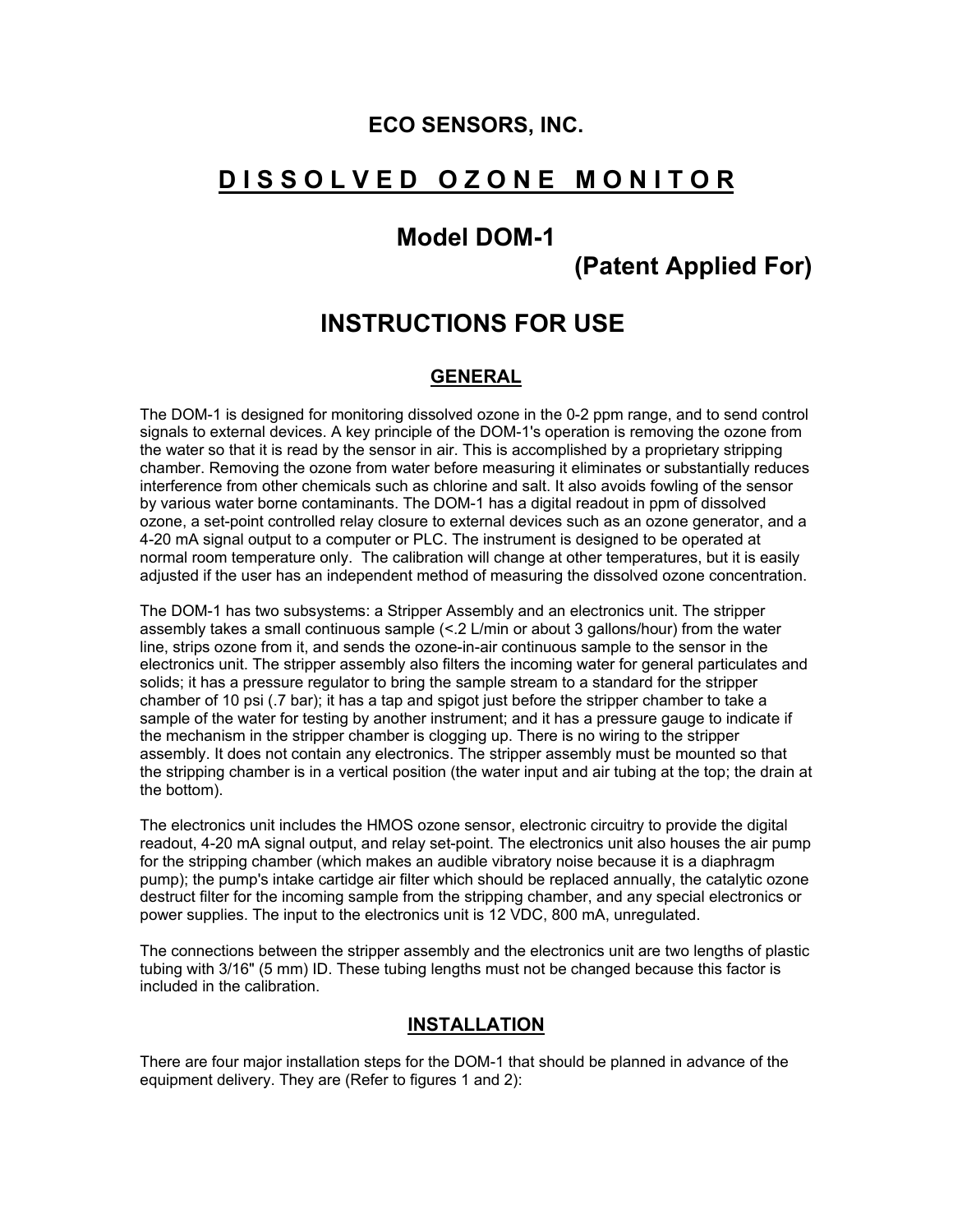# ECO SENSORS, INC.

# D I S S O L V E D   O Z O N E   M O N I T O R

## Model DOM-1

**(Patent Applied For)**

## INSTRUCTIONS FOR USE

### GENERAL

The DOM-1 is designed for monitoring dissolved ozone in the 0-2 ppm range, and to send control signals to external devices. A key principle of the DOM-1's operation is removing the ozone from the water so that it is read by the sensor in air. This is accomplished by a proprietary stripping chamber. Removing the ozone from water before measuring it eliminates or substantially reduces interference from other chemicals such as chlorine and salt. It also avoids fowling of the sensor by various water borne contaminants. The DOM-1 has a digital readout in ppm of dissolved ozone, a set-point controlled relay closure to external devices such as an ozone generator, and a 4-20 mA signal output to a computer or PLC. The instrument is designed to be operated at normal room temperature only. The calibration will change at other temperatures, but it is easily adjusted if the user has an independent method of measuring the dissolved ozone concentration.

The DOM-1 has two subsystems: a Stripper Assembly and an electronics unit. The stripper assembly takes a small continuous sample (<.2 L/min or about 3 gallons/hour) from the water line, strips ozone from it, and sends the ozone-in-air continuous sample to the sensor in the electronics unit. The stripper assembly also filters the incoming water for general particulates and solids; it has a pressure regulator to bring the sample stream to a standard for the stripper chamber of 10 psi (.7 bar); it has a tap and spigot just before the stripper chamber to take a sample of the water for testing by another instrument; and it has a pressure gauge to indicate if the mechanism in the stripper chamber is clogging up. There is no wiring to the stripper assembly. It does not contain any electronics. The stripper assembly must be mounted so that the stripping chamber is in a vertical position (the water input and air tubing at the top; the drain at the bottom).

The electronics unit includes the HMOS ozone sensor, electronic circuitry to provide the digital readout, 4-20 mA signal output, and relay set-point. The electronics unit also houses the air pump for the stripping chamber (which makes an audible vibratory noise because it is a diaphragm pump); the pump's intake cartidge air filter which should be replaced annually, the catalytic ozone destruct filter for the incoming sample from the stripping chamber, and any special electronics or power supplies. The input to the electronics unit is 12 VDC, 800 mA, unregulated.

The connections between the stripper assembly and the electronics unit are two lengths of plastic tubing with 3/16" (5 mm) ID. These tubing lengths must not be changed because this factor is included in the calibration.

### INSTALLATION

There are four major installation steps for the DOM-1 that should be planned in advance of the equipment delivery. They are (Refer to figures 1 and 2):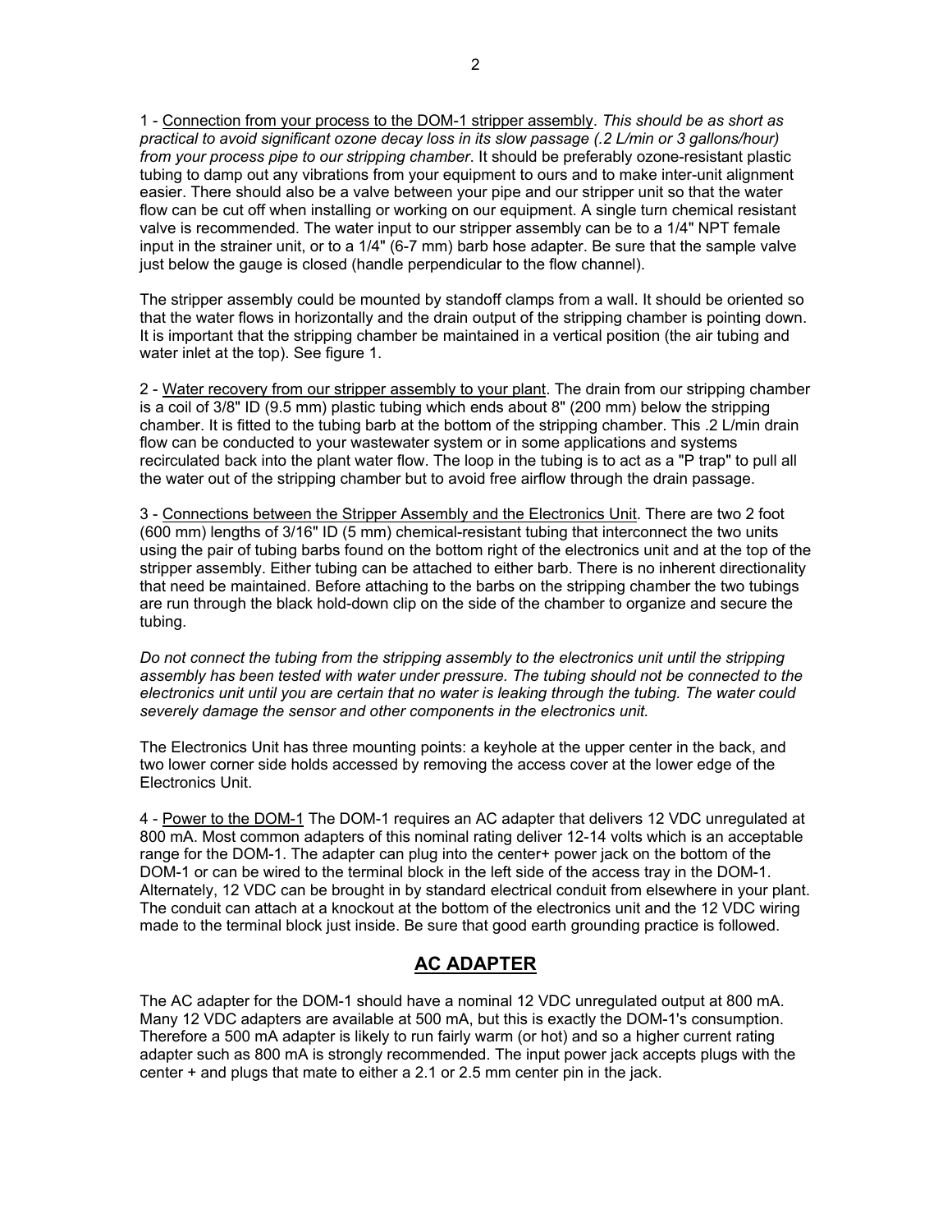1 - Connection from your process to the DOM-1 stripper assembly. *This should be as short as practical to avoid significant ozone decay loss in its slow passage (.2 L/min or 3 gallons/hour) from your process pipe to our stripping chamber*. It should be preferably ozone-resistant plastic tubing to damp out any vibrations from your equipment to ours and to make inter-unit alignment easier. There should also be a valve between your pipe and our stripper unit so that the water flow can be cut off when installing or working on our equipment. A single turn chemical resistant valve is recommended. The water input to our stripper assembly can be to a 1/4" NPT female input in the strainer unit, or to a 1/4" (6-7 mm) barb hose adapter. Be sure that the sample valve just below the gauge is closed (handle perpendicular to the flow channel).

The stripper assembly could be mounted by standoff clamps from a wall. It should be oriented so that the water flows in horizontally and the drain output of the stripping chamber is pointing down. It is important that the stripping chamber be maintained in a vertical position (the air tubing and water inlet at the top). See figure 1.

2 - Water recovery from our stripper assembly to your plant. The drain from our stripping chamber is a coil of 3/8" ID (9.5 mm) plastic tubing which ends about 8" (200 mm) below the stripping chamber. It is fitted to the tubing barb at the bottom of the stripping chamber. This .2 L/min drain flow can be conducted to your wastewater system or in some applications and systems recirculated back into the plant water flow. The loop in the tubing is to act as a "P trap" to pull all the water out of the stripping chamber but to avoid free airflow through the drain passage.

3 - Connections between the Stripper Assembly and the Electronics Unit. There are two 2 foot (600 mm) lengths of 3/16" ID (5 mm) chemical-resistant tubing that interconnect the two units using the pair of tubing barbs found on the bottom right of the electronics unit and at the top of the stripper assembly. Either tubing can be attached to either barb. There is no inherent directionality that need be maintained. Before attaching to the barbs on the stripping chamber the two tubings are run through the black hold-down clip on the side of the chamber to organize and secure the tubing.

*Do not connect the tubing from the stripping assembly to the electronics unit until the stripping assembly has been tested with water under pressure. The tubing should not be connected to the electronics unit until you are certain that no water is leaking through the tubing. The water could severely damage the sensor and other components in the electronics unit.*

The Electronics Unit has three mounting points: a keyhole at the upper center in the back, and two lower corner side holds accessed by removing the access cover at the lower edge of the Electronics Unit.

4 - Power to the DOM-1 The DOM-1 requires an AC adapter that delivers 12 VDC unregulated at 800 mA. Most common adapters of this nominal rating deliver 12-14 volts which is an acceptable range for the DOM-1. The adapter can plug into the center+ power jack on the bottom of the DOM-1 or can be wired to the terminal block in the left side of the access tray in the DOM-1. Alternately, 12 VDC can be brought in by standard electrical conduit from elsewhere in your plant. The conduit can attach at a knockout at the bottom of the electronics unit and the 12 VDC wiring made to the terminal block just inside. Be sure that good earth grounding practice is followed.

## AC ADAPTER

The AC adapter for the DOM-1 should have a nominal 12 VDC unregulated output at 800 mA. Many 12 VDC adapters are available at 500 mA, but this is exactly the DOM-1's consumption. Therefore a 500 mA adapter is likely to run fairly warm (or hot) and so a higher current rating adapter such as 800 mA is strongly recommended. The input power jack accepts plugs with the center + and plugs that mate to either a 2.1 or 2.5 mm center pin in the jack.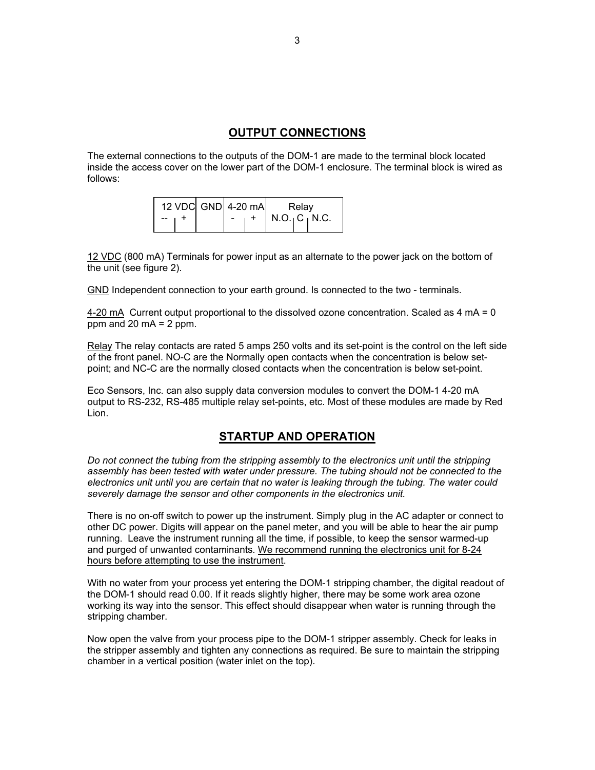## OUTPUT CONNECTIONS

The external connections to the outputs of the DOM-1 are made to the terminal block located inside the access cover on the lower part of the DOM-1 enclosure. The terminal block is wired as follows:

| 12 VDC | | GND | 4-20 mA | | Relay | | |
|---|---|---|---|---|---|---|---|
| -- | + | | - | + | N.O. | C | N.C. |

12 VDC (800 mA) Terminals for power input as an alternate to the power jack on the bottom of the unit (see figure 2).

GND Independent connection to your earth ground. Is connected to the two - terminals.

4-20 mA Current output proportional to the dissolved ozone concentration. Scaled as 4 mA = 0 ppm and 20 mA = 2 ppm.

Relay The relay contacts are rated 5 amps 250 volts and its set-point is the control on the left side of the front panel. NO-C are the Normally open contacts when the concentration is below set-point; and NC-C are the normally closed contacts when the concentration is below set-point.

Eco Sensors, Inc. can also supply data conversion modules to convert the DOM-1 4-20 mA output to RS-232, RS-485 multiple relay set-points, etc. Most of these modules are made by Red Lion.

## STARTUP AND OPERATION

*Do not connect the tubing from the stripping assembly to the electronics unit until the stripping assembly has been tested with water under pressure. The tubing should not be connected to the electronics unit until you are certain that no water is leaking through the tubing. The water could severely damage the sensor and other components in the electronics unit.*

There is no on-off switch to power up the instrument. Simply plug in the AC adapter or connect to other DC power. Digits will appear on the panel meter, and you will be able to hear the air pump running. Leave the instrument running all the time, if possible, to keep the sensor warmed-up and purged of unwanted contaminants. We recommend running the electronics unit for 8-24 hours before attempting to use the instrument.

With no water from your process yet entering the DOM-1 stripping chamber, the digital readout of the DOM-1 should read 0.00. If it reads slightly higher, there may be some work area ozone working its way into the sensor. This effect should disappear when water is running through the stripping chamber.

Now open the valve from your process pipe to the DOM-1 stripper assembly. Check for leaks in the stripper assembly and tighten any connections as required. Be sure to maintain the stripping chamber in a vertical position (water inlet on the top).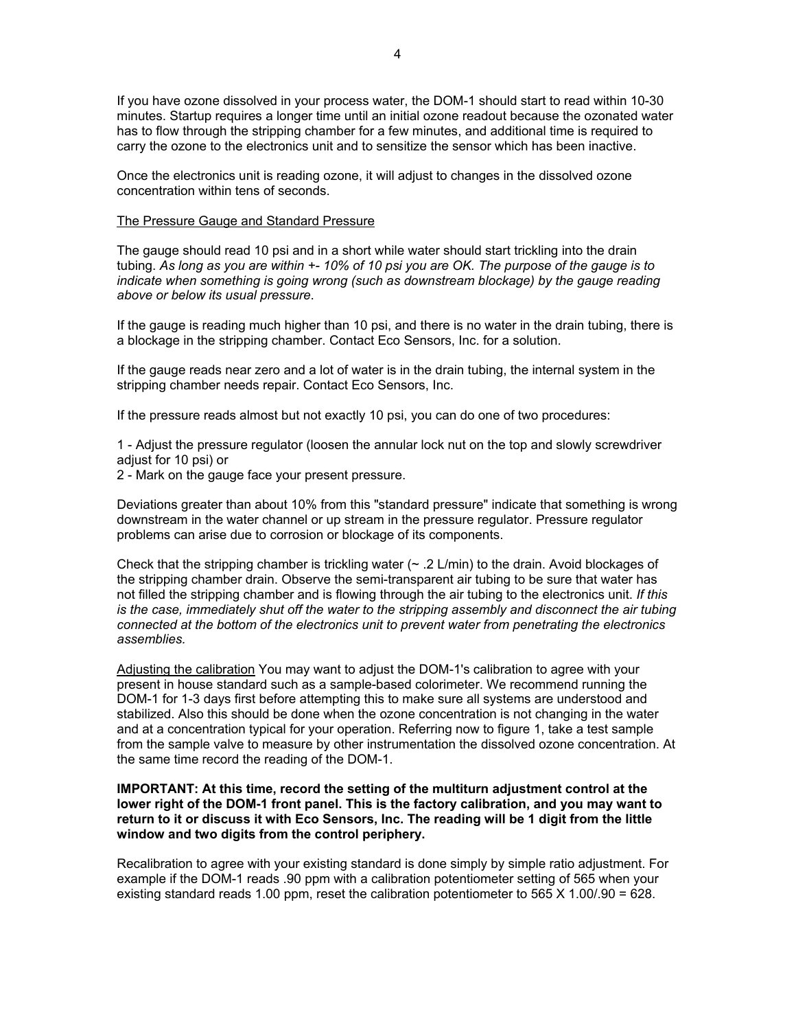If you have ozone dissolved in your process water, the DOM-1 should start to read within 10-30 minutes. Startup requires a longer time until an initial ozone readout because the ozonated water has to flow through the stripping chamber for a few minutes, and additional time is required to carry the ozone to the electronics unit and to sensitize the sensor which has been inactive.

Once the electronics unit is reading ozone, it will adjust to changes in the dissolved ozone concentration within tens of seconds.

<u>The Pressure Gauge and Standard Pressure</u>

The gauge should read 10 psi and in a short while water should start trickling into the drain tubing. *As long as you are within +- 10% of 10 psi you are OK. The purpose of the gauge is to indicate when something is going wrong (such as downstream blockage) by the gauge reading above or below its usual pressure*.

If the gauge is reading much higher than 10 psi, and there is no water in the drain tubing, there is a blockage in the stripping chamber. Contact Eco Sensors, Inc. for a solution.

If the gauge reads near zero and a lot of water is in the drain tubing, the internal system in the stripping chamber needs repair. Contact Eco Sensors, Inc.

If the pressure reads almost but not exactly 10 psi, you can do one of two procedures:

1 - Adjust the pressure regulator (loosen the annular lock nut on the top and slowly screwdriver adjust for 10 psi) or
2 - Mark on the gauge face your present pressure.

Deviations greater than about 10% from this "standard pressure" indicate that something is wrong downstream in the water channel or up stream in the pressure regulator. Pressure regulator problems can arise due to corrosion or blockage of its components.

Check that the stripping chamber is trickling water (~ .2 L/min) to the drain. Avoid blockages of the stripping chamber drain. Observe the semi-transparent air tubing to be sure that water has not filled the stripping chamber and is flowing through the air tubing to the electronics unit. *If this is the case, immediately shut off the water to the stripping assembly and disconnect the air tubing connected at the bottom of the electronics unit to prevent water from penetrating the electronics assemblies.*

<u>Adjusting the calibration</u> You may want to adjust the DOM-1's calibration to agree with your present in house standard such as a sample-based colorimeter. We recommend running the DOM-1 for 1-3 days first before attempting this to make sure all systems are understood and stabilized. Also this should be done when the ozone concentration is not changing in the water and at a concentration typical for your operation. Referring now to figure 1, take a test sample from the sample valve to measure by other instrumentation the dissolved ozone concentration. At the same time record the reading of the DOM-1.

**IMPORTANT: At this time, record the setting of the multiturn adjustment control at the lower right of the DOM-1 front panel. This is the factory calibration, and you may want to return to it or discuss it with Eco Sensors, Inc. The reading will be 1 digit from the little window and two digits from the control periphery.**

Recalibration to agree with your existing standard is done simply by simple ratio adjustment. For example if the DOM-1 reads .90 ppm with a calibration potentiometer setting of 565 when your existing standard reads 1.00 ppm, reset the calibration potentiometer to 565 X 1.00/.90 = 628.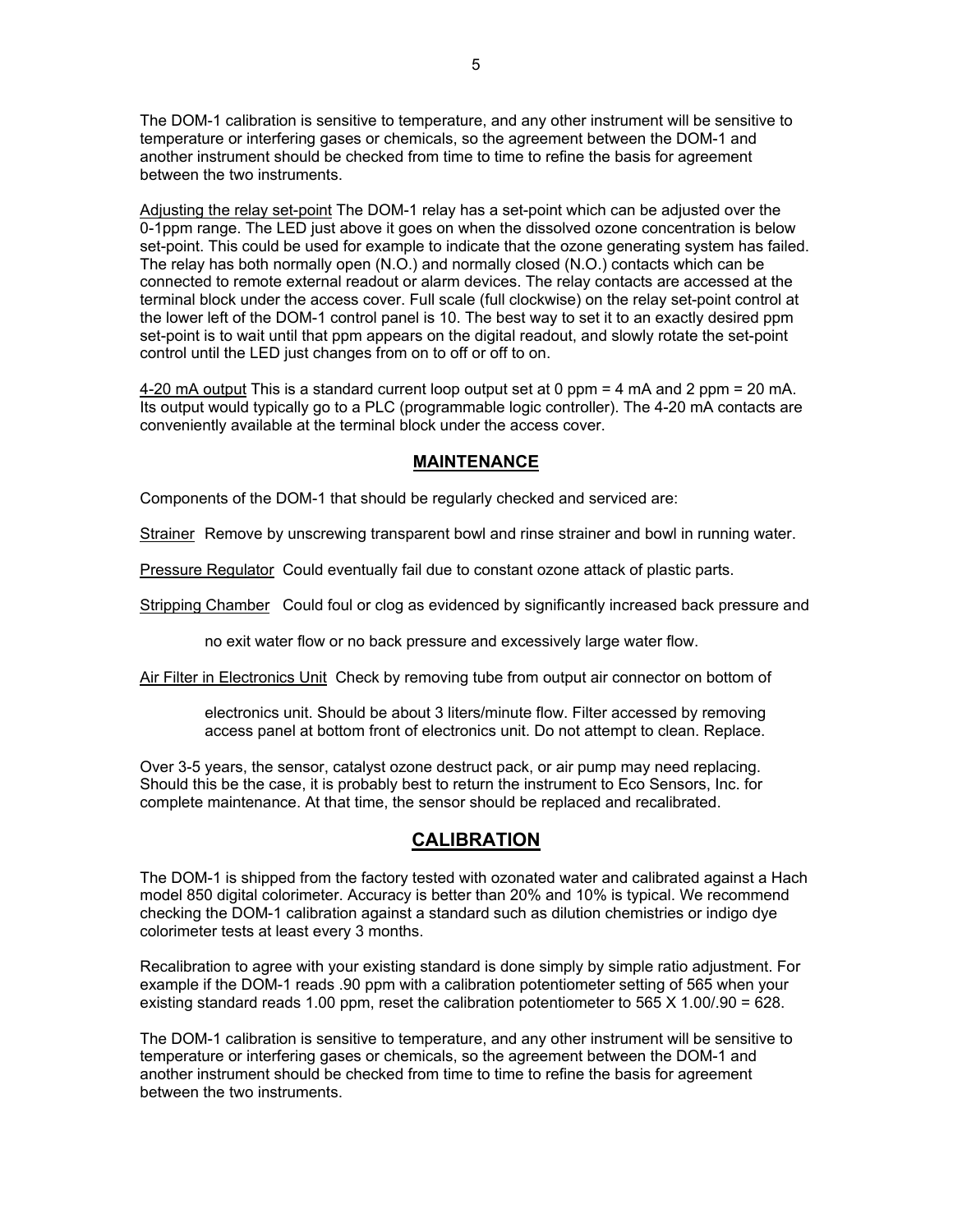The DOM-1 calibration is sensitive to temperature, and any other instrument will be sensitive to temperature or interfering gases or chemicals, so the agreement between the DOM-1 and another instrument should be checked from time to time to refine the basis for agreement between the two instruments.

Adjusting the relay set-point The DOM-1 relay has a set-point which can be adjusted over the 0-1ppm range. The LED just above it goes on when the dissolved ozone concentration is below set-point. This could be used for example to indicate that the ozone generating system has failed. The relay has both normally open (N.O.) and normally closed (N.O.) contacts which can be connected to remote external readout or alarm devices. The relay contacts are accessed at the terminal block under the access cover. Full scale (full clockwise) on the relay set-point control at the lower left of the DOM-1 control panel is 10. The best way to set it to an exactly desired ppm set-point is to wait until that ppm appears on the digital readout, and slowly rotate the set-point control until the LED just changes from on to off or off to on.

4-20 mA output This is a standard current loop output set at 0 ppm = 4 mA and 2 ppm = 20 mA. Its output would typically go to a PLC (programmable logic controller). The 4-20 mA contacts are conveniently available at the terminal block under the access cover.

## MAINTENANCE

Components of the DOM-1 that should be regularly checked and serviced are:

Strainer Remove by unscrewing transparent bowl and rinse strainer and bowl in running water.

Pressure Regulator Could eventually fail due to constant ozone attack of plastic parts.

Stripping Chamber Could foul or clog as evidenced by significantly increased back pressure and no exit water flow or no back pressure and excessively large water flow.

Air Filter in Electronics Unit Check by removing tube from output air connector on bottom of electronics unit. Should be about 3 liters/minute flow. Filter accessed by removing access panel at bottom front of electronics unit. Do not attempt to clean. Replace.

Over 3-5 years, the sensor, catalyst ozone destruct pack, or air pump may need replacing. Should this be the case, it is probably best to return the instrument to Eco Sensors, Inc. for complete maintenance. At that time, the sensor should be replaced and recalibrated.

## CALIBRATION

The DOM-1 is shipped from the factory tested with ozonated water and calibrated against a Hach model 850 digital colorimeter. Accuracy is better than 20% and 10% is typical. We recommend checking the DOM-1 calibration against a standard such as dilution chemistries or indigo dye colorimeter tests at least every 3 months.

Recalibration to agree with your existing standard is done simply by simple ratio adjustment. For example if the DOM-1 reads .90 ppm with a calibration potentiometer setting of 565 when your existing standard reads 1.00 ppm, reset the calibration potentiometer to 565 X 1.00/.90 = 628.

The DOM-1 calibration is sensitive to temperature, and any other instrument will be sensitive to temperature or interfering gases or chemicals, so the agreement between the DOM-1 and another instrument should be checked from time to time to refine the basis for agreement between the two instruments.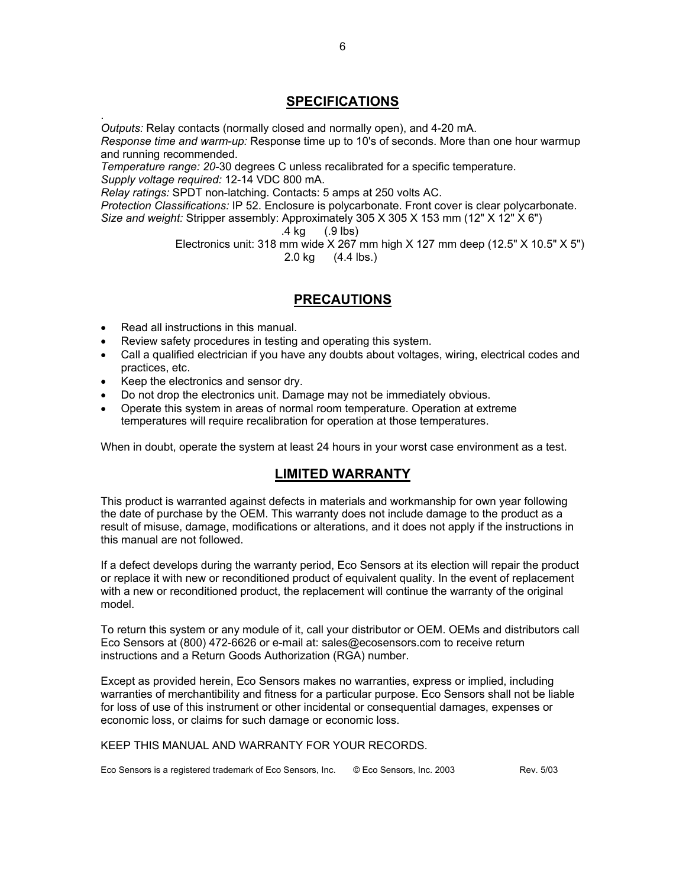## SPECIFICATIONS

.
*Outputs:* Relay contacts (normally closed and normally open), and 4-20 mA.
*Response time and warm-up:* Response time up to 10's of seconds. More than one hour warmup and running recommended.
*Temperature range: 20*-30 degrees C unless recalibrated for a specific temperature.
*Supply voltage required:* 12-14 VDC 800 mA.
*Relay ratings:* SPDT non-latching. Contacts: 5 amps at 250 volts AC.
*Protection Classifications:* IP 52. Enclosure is polycarbonate. Front cover is clear polycarbonate.
*Size and weight:* Stripper assembly: Approximately 305 X 305 X 153 mm (12" X 12" X 6")
.4 kg (.9 lbs)
Electronics unit: 318 mm wide X 267 mm high X 127 mm deep (12.5" X 10.5" X 5")
2.0 kg (4.4 lbs.)

## PRECAUTIONS

- Read all instructions in this manual.
- Review safety procedures in testing and operating this system.
- Call a qualified electrician if you have any doubts about voltages, wiring, electrical codes and practices, etc.
- Keep the electronics and sensor dry.
- Do not drop the electronics unit. Damage may not be immediately obvious.
- Operate this system in areas of normal room temperature. Operation at extreme temperatures will require recalibration for operation at those temperatures.

When in doubt, operate the system at least 24 hours in your worst case environment as a test.

## LIMITED WARRANTY

This product is warranted against defects in materials and workmanship for own year following the date of purchase by the OEM. This warranty does not include damage to the product as a result of misuse, damage, modifications or alterations, and it does not apply if the instructions in this manual are not followed.

If a defect develops during the warranty period, Eco Sensors at its election will repair the product or replace it with new or reconditioned product of equivalent quality. In the event of replacement with a new or reconditioned product, the replacement will continue the warranty of the original model.

To return this system or any module of it, call your distributor or OEM. OEMs and distributors call Eco Sensors at (800) 472-6626 or e-mail at: sales@ecosensors.com to receive return instructions and a Return Goods Authorization (RGA) number.

Except as provided herein, Eco Sensors makes no warranties, express or implied, including warranties of merchantibility and fitness for a particular purpose. Eco Sensors shall not be liable for loss of use of this instrument or other incidental or consequential damages, expenses or economic loss, or claims for such damage or economic loss.

KEEP THIS MANUAL AND WARRANTY FOR YOUR RECORDS.

Eco Sensors is a registered trademark of Eco Sensors, Inc. © Eco Sensors, Inc. 2003 Rev. 5/03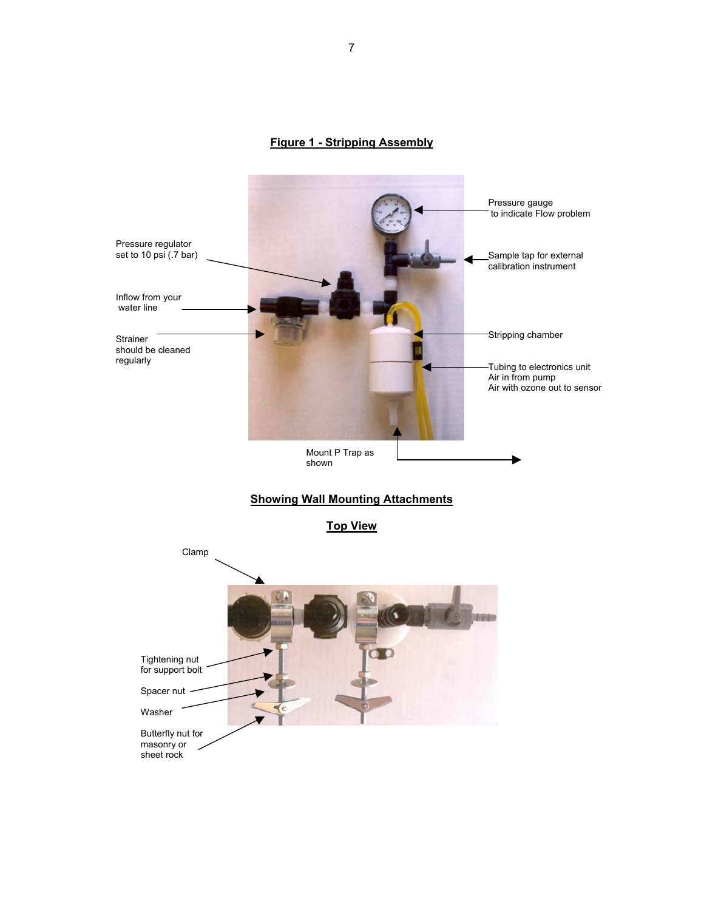## Figure 1 - Stripping Assembly

Pressure gauge
to indicate Flow problem

Pressure regulator
set to 10 psi (.7 bar)

Sample tap for external
calibration instrument

Inflow from your
water line

Strainer
should be cleaned
regularly

Stripping chamber

Tubing to electronics unit
Air in from pump
Air with ozone out to sensor

Mount P Trap as
shown

## Showing Wall Mounting Attachments

### Top View

Clamp

Tightening nut
for support bolt

Spacer nut

Washer

Butterfly nut for
masonry or
sheet rock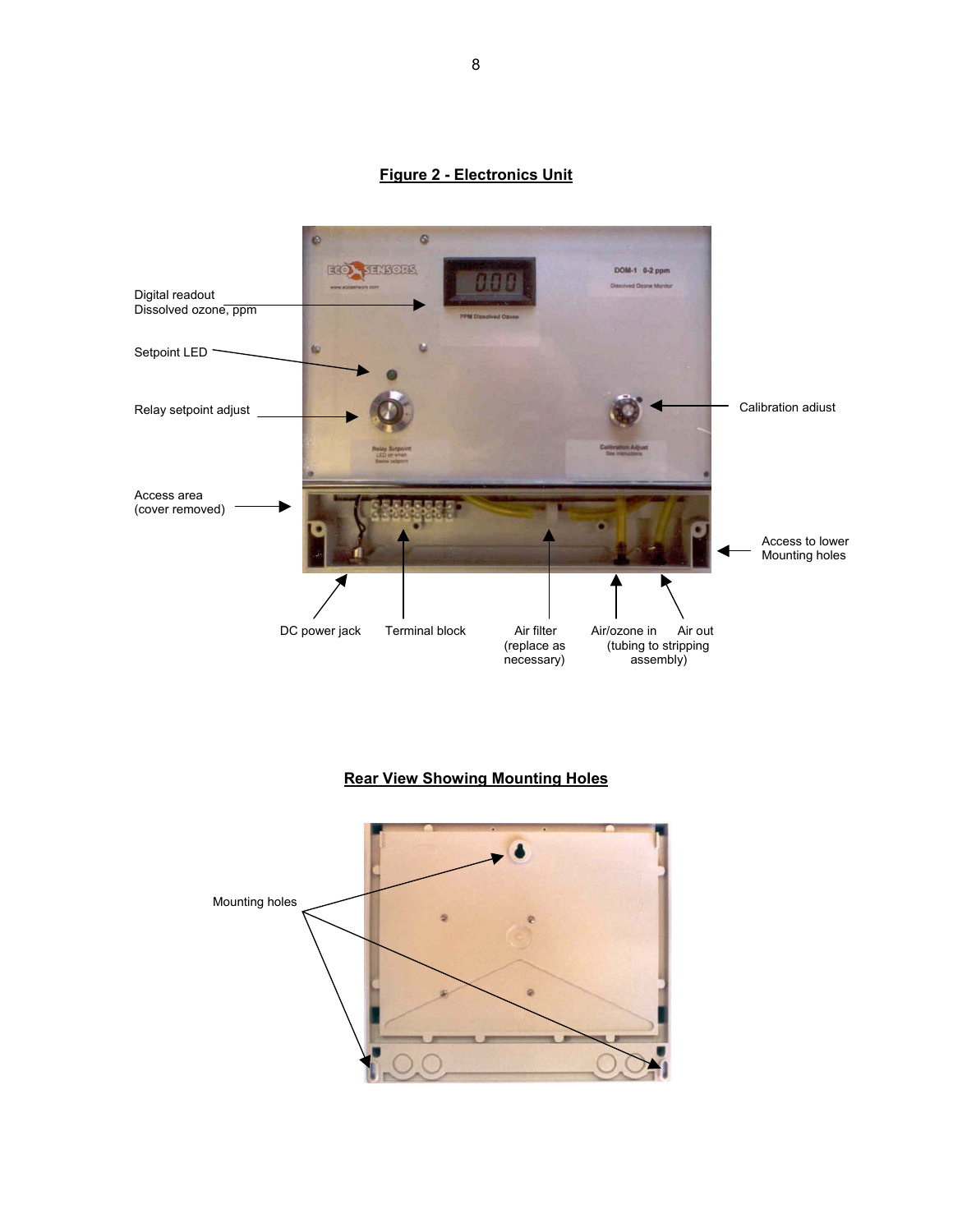**Figure 2 - Electronics Unit**

Digital readout
Dissolved ozone, ppm

Setpoint LED

Relay setpoint adjust

Access area
(cover removed)

Calibration adiust

Access to lower
Mounting holes

DC power jack

Terminal block

Air filter
(replace as
necessary)

Air/ozone in

Air out

(tubing to stripping
assembly)

**Rear View Showing Mounting Holes**

Mounting holes